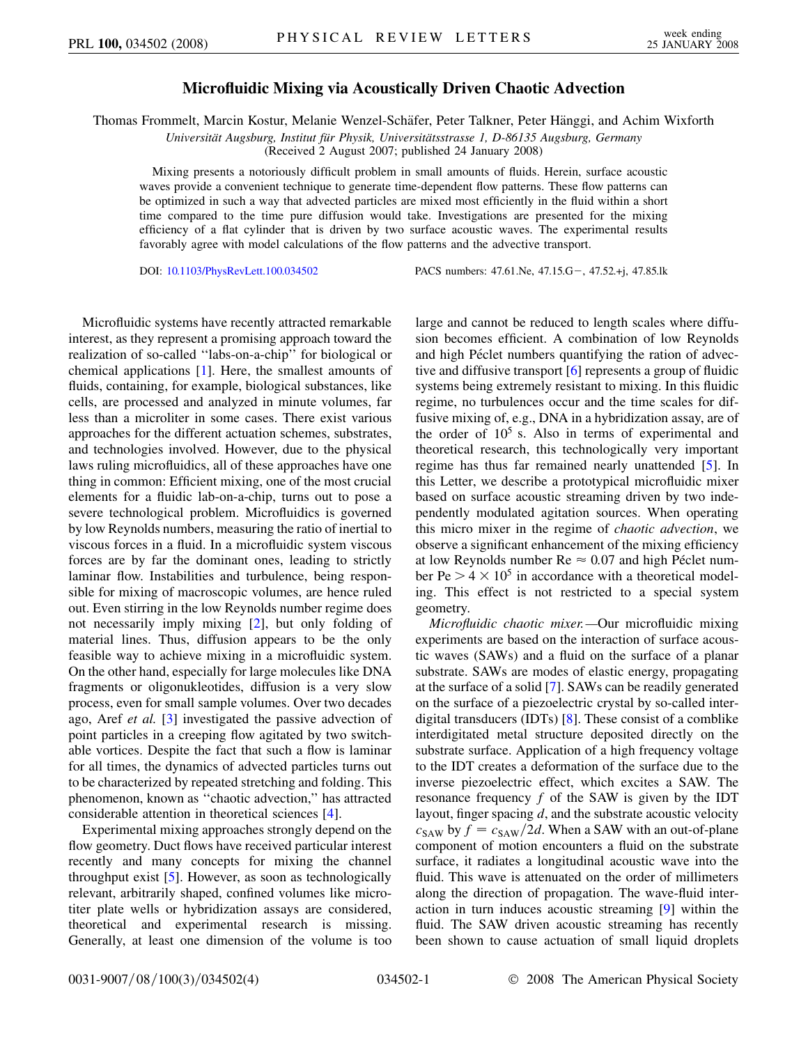# Microfluidic Mixing via Acoustically Driven Chaotic Advection

Thomas Frommelt, Marcin Kostur, Melanie Wenzel-Schäfer, Peter Talkner, Peter Hänggi, and Achim Wixforth

*Universität Augsburg, Institut für Physik, Universitätsstrasse 1, D-86135 Augsburg, Germany*
(Received 2 August 2007; published 24 January 2008)

Mixing presents a notoriously difficult problem in small amounts of fluids. Herein, surface acoustic waves provide a convenient technique to generate time-dependent flow patterns. These flow patterns can be optimized in such a way that advected particles are mixed most efficiently in the fluid within a short time compared to the time pure diffusion would take. Investigations are presented for the mixing efficiency of a flat cylinder that is driven by two surface acoustic waves. The experimental results favorably agree with model calculations of the flow patterns and the advective transport.

DOI: 10.1103/PhysRevLett.100.034502 PACS numbers: 47.61.Ne, 47.15.G−, 47.52.+j, 47.85.lk

Microfluidic systems have recently attracted remarkable interest, as they represent a promising approach toward the realization of so-called "labs-on-a-chip" for biological or chemical applications [1]. Here, the smallest amounts of fluids, containing, for example, biological substances, like cells, are processed and analyzed in minute volumes, far less than a microliter in some cases. There exist various approaches for the different actuation schemes, substrates, and technologies involved. However, due to the physical laws ruling microfluidics, all of these approaches have one thing in common: Efficient mixing, one of the most crucial elements for a fluidic lab-on-a-chip, turns out to pose a severe technological problem. Microfluidics is governed by low Reynolds numbers, measuring the ratio of inertial to viscous forces in a fluid. In a microfluidic system viscous forces are by far the dominant ones, leading to strictly laminar flow. Instabilities and turbulence, being responsible for mixing of macroscopic volumes, are hence ruled out. Even stirring in the low Reynolds number regime does not necessarily imply mixing [2], but only folding of material lines. Thus, diffusion appears to be the only feasible way to achieve mixing in a microfluidic system. On the other hand, especially for large molecules like DNA fragments or oligonukleotides, diffusion is a very slow process, even for small sample volumes. Over two decades ago, Aref *et al.* [3] investigated the passive advection of point particles in a creeping flow agitated by two switchable vortices. Despite the fact that such a flow is laminar for all times, the dynamics of advected particles turns out to be characterized by repeated stretching and folding. This phenomenon, known as "chaotic advection," has attracted considerable attention in theoretical sciences [4].

Experimental mixing approaches strongly depend on the flow geometry. Duct flows have received particular interest recently and many concepts for mixing the channel throughput exist [5]. However, as soon as technologically relevant, arbitrarily shaped, confined volumes like microtiter plate wells or hybridization assays are considered, theoretical and experimental research is missing. Generally, at least one dimension of the volume is too large and cannot be reduced to length scales where diffusion becomes efficient. A combination of low Reynolds and high Péclet numbers quantifying the ration of advective and diffusive transport [6] represents a group of fluidic systems being extremely resistant to mixing. In this fluidic regime, no turbulences occur and the time scales for diffusive mixing of, e.g., DNA in a hybridization assay, are of the order of $10^5$ s. Also in terms of experimental and theoretical research, this technologically very important regime has thus far remained nearly unattended [5]. In this Letter, we describe a prototypical microfluidic mixer based on surface acoustic streaming driven by two independently modulated agitation sources. When operating this micro mixer in the regime of *chaotic advection*, we observe a significant enhancement of the mixing efficiency at low Reynolds number Re $\approx 0.07$ and high Péclet number Pe $> 4 \times 10^5$ in accordance with a theoretical modeling. This effect is not restricted to a special system geometry.

*Microfluidic chaotic mixer.*—Our microfluidic mixing experiments are based on the interaction of surface acoustic waves (SAWs) and a fluid on the surface of a planar substrate. SAWs are modes of elastic energy, propagating at the surface of a solid [7]. SAWs can be readily generated on the surface of a piezoelectric crystal by so-called interdigital transducers (IDTs) [8]. These consist of a comblike interdigitated metal structure deposited directly on the substrate surface. Application of a high frequency voltage to the IDT creates a deformation of the surface due to the inverse piezoelectric effect, which excites a SAW. The resonance frequency $f$ of the SAW is given by the IDT layout, finger spacing $d$, and the substrate acoustic velocity $c_{\mathrm{SAW}}$ by $f = c_{\mathrm{SAW}}/2d$. When a SAW with an out-of-plane component of motion encounters a fluid on the substrate surface, it radiates a longitudinal acoustic wave into the fluid. This wave is attenuated on the order of millimeters along the direction of propagation. The wave-fluid interaction in turn induces acoustic streaming [9] within the fluid. The SAW driven acoustic streaming has recently been shown to cause actuation of small liquid droplets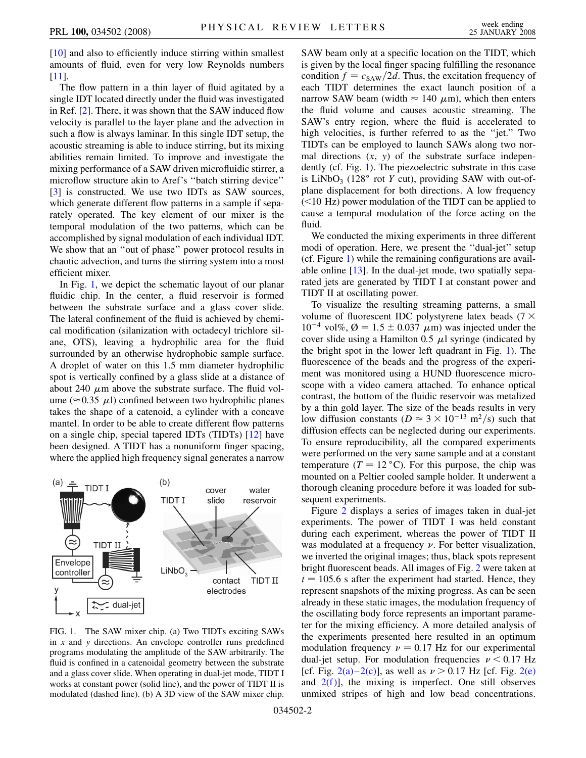[10] and also to efficiently induce stirring within smallest amounts of fluid, even for very low Reynolds numbers [11].

The flow pattern in a thin layer of fluid agitated by a single IDT located directly under the fluid was investigated in Ref. [2]. There, it was shown that the SAW induced flow velocity is parallel to the layer plane and the advection in such a flow is always laminar. In this single IDT setup, the acoustic streaming is able to induce stirring, but its mixing abilities remain limited. To improve and investigate the mixing performance of a SAW driven microfluidic stirrer, a microflow structure akin to Aref's "batch stirring device" [3] is constructed. We use two IDTs as SAW sources, which generate different flow patterns in a sample if separately operated. The key element of our mixer is the temporal modulation of the two patterns, which can be accomplished by signal modulation of each individual IDT. We show that an "out of phase" power protocol results in chaotic advection, and turns the stirring system into a most efficient mixer.

In Fig. 1, we depict the schematic layout of our planar fluidic chip. In the center, a fluid reservoir is formed between the substrate surface and a glass cover slide. The lateral confinement of the fluid is achieved by chemical modification (silanization with octadecyl trichlore silane, OTS), leaving a hydrophilic area for the fluid surrounded by an otherwise hydrophobic sample surface. A droplet of water on this 1.5 mm diameter hydrophilic spot is vertically confined by a glass slide at a distance of about 240 $\mu$m above the substrate surface. The fluid volume ($\approx 0.35$ $\mu$l) confined between two hydrophilic planes takes the shape of a catenoid, a cylinder with a concave mantel. In order to be able to create different flow patterns on a single chip, special tapered IDTs (TIDTs) [12] have been designed. A TIDT has a nonuniform finger spacing, where the applied high frequency signal generates a narrow SAW beam only at a specific location on the TIDT, which is given by the local finger spacing fulfilling the resonance condition $f = c_{\mathrm{SAW}}/2d$. Thus, the excitation frequency of each TIDT determines the exact launch position of a narrow SAW beam (width $\approx 140$ $\mu$m), which then enters the fluid volume and causes acoustic streaming. The SAW's entry region, where the fluid is accelerated to high velocities, is further referred to as the "jet." Two TIDTs can be employed to launch SAWs along two normal directions ($x$, $y$) of the substrate surface independently (cf. Fig. 1). The piezoelectric substrate in this case is $LiNbO_3$ (128° rot $Y$ cut), providing SAW with out-of-plane displacement for both directions. A low frequency (<10 Hz) power modulation of the TIDT can be applied to cause a temporal modulation of the force acting on the fluid.

FIG. 1. The SAW mixer chip. (a) Two TIDTs exciting SAWs in $x$ and $y$ directions. An envelope controller runs predefined programs modulating the amplitude of the SAW arbitrarily. The fluid is confined in a catenoidal geometry between the substrate and a glass cover slide. When operating in dual-jet mode, TIDT I works at constant power (solid line), and the power of TIDT II is modulated (dashed line). (b) A 3D view of the SAW mixer chip.

We conducted the mixing experiments in three different modi of operation. Here, we present the "dual-jet" setup (cf. Figure 1) while the remaining configurations are available online [13]. In the dual-jet mode, two spatially separated jets are generated by TIDT I at constant power and TIDT II at oscillating power.

To visualize the resulting streaming patterns, a small volume of fluorescent IDC polystyrene latex beads ($7 \times 10^{-4}$ vol%, Ø $= 1.5 \pm 0.037$ $\mu$m) was injected under the cover slide using a Hamilton 0.5 $\mu$l syringe (indicated by the bright spot in the lower left quadrant in Fig. 1). The fluorescence of the beads and the progress of the experiment was monitored using a HUND fluorescence microscope with a video camera attached. To enhance optical contrast, the bottom of the fluidic reservoir was metalized by a thin gold layer. The size of the beads results in very low diffusion constants ($D \approx 3 \times 10^{-13}$ m$^2$/s) such that diffusion effects can be neglected during our experiments. To ensure reproducibility, all the compared experiments were performed on the very same sample and at a constant temperature ($T = 12\,^{\circ}$C). For this purpose, the chip was mounted on a Peltier cooled sample holder. It underwent a thorough cleaning procedure before it was loaded for subsequent experiments.

Figure 2 displays a series of images taken in dual-jet experiments. The power of TIDT I was held constant during each experiment, whereas the power of TIDT II was modulated at a frequency $\nu$. For better visualization, we inverted the original images; thus, black spots represent bright fluorescent beads. All images of Fig. 2 were taken at $t = 105.6$ s after the experiment had started. Hence, they represent snapshots of the mixing progress. As can be seen already in these static images, the modulation frequency of the oscillating body force represents an important parameter for the mixing efficiency. A more detailed analysis of the experiments presented here resulted in an optimum modulation frequency $\nu = 0.17$ Hz for our experimental dual-jet setup. For modulation frequencies $\nu < 0.17$ Hz [cf. Fig. 2(a)–2(c)], as well as $\nu > 0.17$ Hz [cf. Fig. 2(e) and 2(f)], the mixing is imperfect. One still observes unmixed stripes of high and low bead concentrations.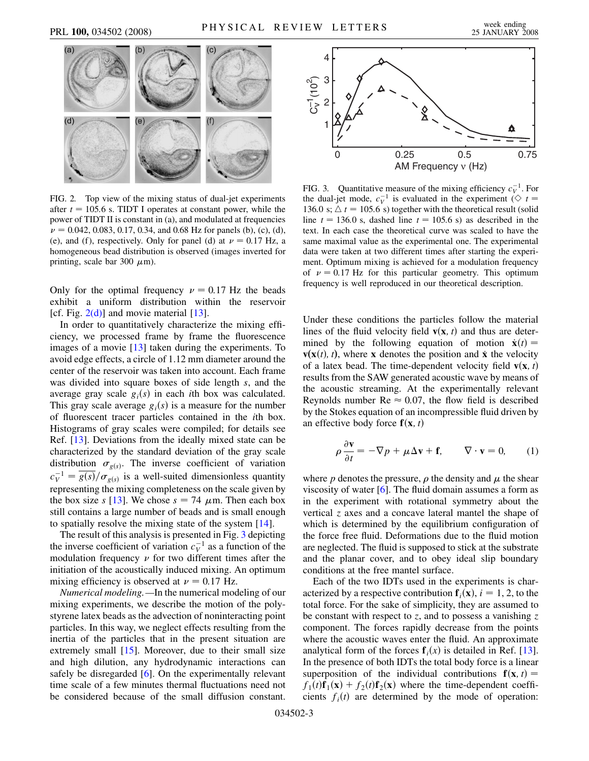FIG. 2. Top view of the mixing status of dual-jet experiments after $t = 105.6$ s. TIDT I operates at constant power, while the power of TIDT II is constant in (a), and modulated at frequencies $\nu = 0.042$, 0.083, 0.17, 0.34, and 0.68 Hz for panels (b), (c), (d), (e), and (f), respectively. Only for panel (d) at $\nu = 0.17$ Hz, a homogeneous bead distribution is observed (images inverted for printing, scale bar 300 $\mu$m).

Only for the optimal frequency $\nu = 0.17$ Hz the beads exhibit a uniform distribution within the reservoir [cf. Fig. 2(d)] and movie material [13].

In order to quantitatively characterize the mixing efficiency, we processed frame by frame the fluorescence images of a movie [13] taken during the experiments. To avoid edge effects, a circle of 1.12 mm diameter around the center of the reservoir was taken into account. Each frame was divided into square boxes of side length $s$, and the average gray scale $g_i(s)$ in each $i$th box was calculated. This gray scale average $g_i(s)$ is a measure for the number of fluorescent tracer particles contained in the $i$th box. Histograms of gray scales were compiled; for details see Ref. [13]. Deviations from the ideally mixed state can be characterized by the standard deviation of the gray scale distribution $\sigma_{g(s)}$. The inverse coefficient of variation $c_V^{-1} = \overline{g(s)}/\sigma_{g(s)}$ is a well-suited dimensionless quantity representing the mixing completeness on the scale given by the box size $s$ [13]. We chose $s = 74$ $\mu$m. Then each box still contains a large number of beads and is small enough to spatially resolve the mixing state of the system [14].

The result of this analysis is presented in Fig. 3 depicting the inverse coefficient of variation $c_V^{-1}$ as a function of the modulation frequency $\nu$ for two different times after the initiation of the acoustically induced mixing. An optimum mixing efficiency is observed at $\nu = 0.17$ Hz.

*Numerical modeling.*—In the numerical modeling of our mixing experiments, we describe the motion of the polystyrene latex beads as the advection of noninteracting point particles. In this way, we neglect effects resulting from the inertia of the particles that in the present situation are extremely small [15]. Moreover, due to their small size and high dilution, any hydrodynamic interactions can safely be disregarded [6]. On the experimentally relevant time scale of a few minutes thermal fluctuations need not be considered because of the small diffusion constant.

FIG. 3. Quantitative measure of the mixing efficiency $c_V^{-1}$. For the dual-jet mode, $c_V^{-1}$ is evaluated in the experiment (◇ $t = 136.0$ s; △ $t = 105.6$ s) together with the theoretical result (solid line $t = 136.0$ s, dashed line $t = 105.6$ s) as described in the text. In each case the theoretical curve was scaled to have the same maximal value as the experimental one. The experimental data were taken at two different times after starting the experiment. Optimum mixing is achieved for a modulation frequency of $\nu = 0.17$ Hz for this particular geometry. This optimum frequency is well reproduced in our theoretical description.

Under these conditions the particles follow the material lines of the fluid velocity field $\mathbf{v}(\mathbf{x}, t)$ and thus are determined by the following equation of motion $\dot{\mathbf{x}}(t) = \mathbf{v}(\mathbf{x}(t), t)$, where $\mathbf{x}$ denotes the position and $\dot{\mathbf{x}}$ the velocity of a latex bead. The time-dependent velocity field $\mathbf{v}(\mathbf{x}, t)$ results from the SAW generated acoustic wave by means of the acoustic streaming. At the experimentally relevant Reynolds number Re $\approx 0.07$, the flow field is described by the Stokes equation of an incompressible fluid driven by an effective body force $\mathbf{f}(\mathbf{x}, t)$

$$\rho \frac{\partial \mathbf{v}}{\partial t} = -\nabla p + \mu \Delta \mathbf{v} + \mathbf{f}, \qquad \nabla \cdot \mathbf{v} = 0, \qquad (1)$$

where $p$ denotes the pressure, $\rho$ the density and $\mu$ the shear viscosity of water [6]. The fluid domain assumes a form as in the experiment with rotational symmetry about the vertical $z$ axes and a concave lateral mantel the shape of which is determined by the equilibrium configuration of the force free fluid. Deformations due to the fluid motion are neglected. The fluid is supposed to stick at the substrate and the planar cover, and to obey ideal slip boundary conditions at the free mantel surface.

Each of the two IDTs used in the experiments is characterized by a respective contribution $\mathbf{f}_i(\mathbf{x})$, $i = 1, 2$, to the total force. For the sake of simplicity, they are assumed to be constant with respect to $z$, and to possess a vanishing $z$ component. The forces rapidly decrease from the points where the acoustic waves enter the fluid. An approximate analytical form of the forces $\mathbf{f}_i(x)$ is detailed in Ref. [13]. In the presence of both IDTs the total body force is a linear superposition of the individual contributions $\mathbf{f}(\mathbf{x}, t) = f_1(t)\mathbf{f}_1(\mathbf{x}) + f_2(t)\mathbf{f}_2(\mathbf{x})$ where the time-dependent coefficients $f_i(t)$ are determined by the mode of operation: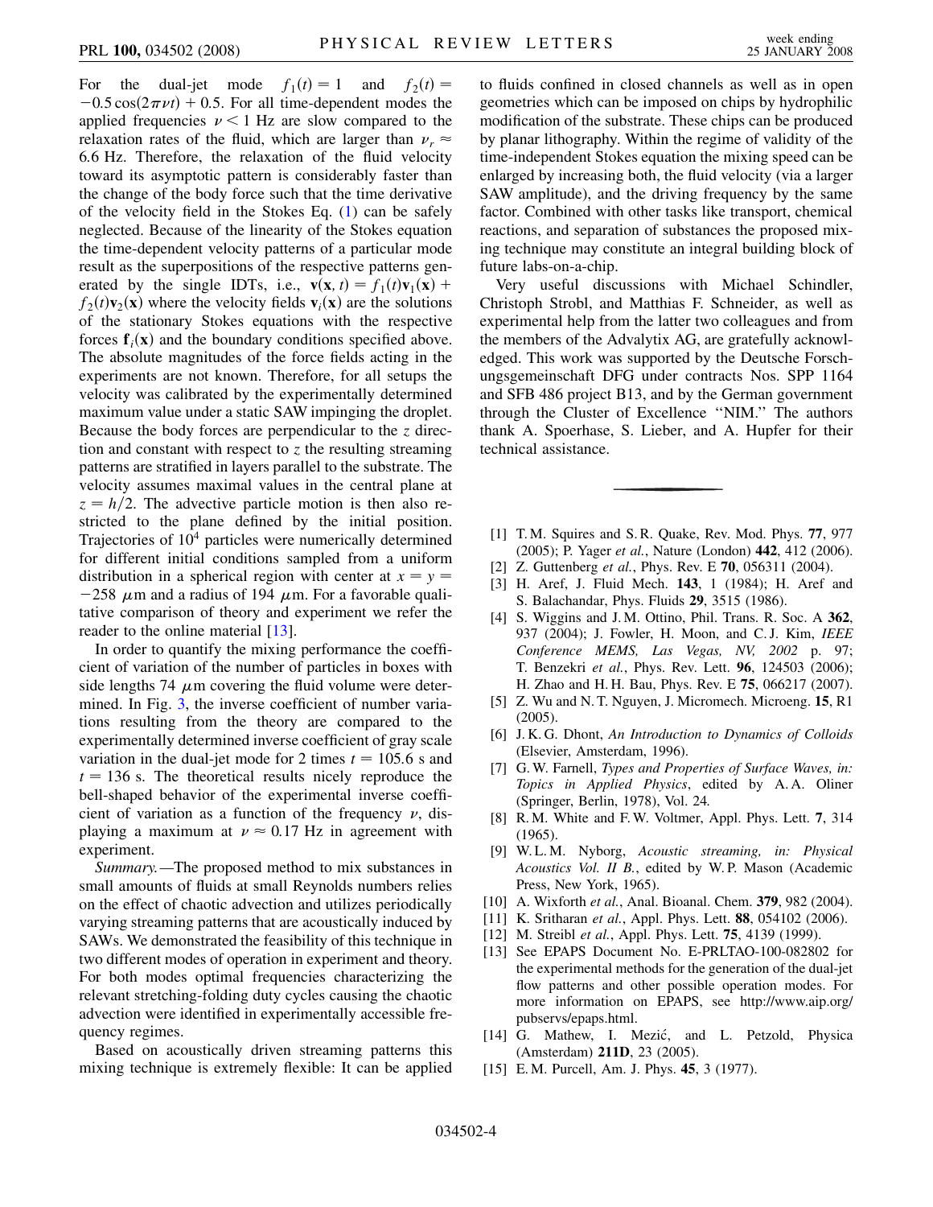For the dual-jet mode $f_1(t) = 1$ and $f_2(t) = -0.5\cos(2\pi\nu t) + 0.5$. For all time-dependent modes the applied frequencies $\nu < 1$ Hz are slow compared to the relaxation rates of the fluid, which are larger than $\nu_r \approx 6.6$ Hz. Therefore, the relaxation of the fluid velocity toward its asymptotic pattern is considerably faster than the change of the body force such that the time derivative of the velocity field in the Stokes Eq. (1) can be safely neglected. Because of the linearity of the Stokes equation the time-dependent velocity patterns of a particular mode result as the superpositions of the respective patterns generated by the single IDTs, i.e., $\mathbf{v}(\mathbf{x}, t) = f_1(t)\mathbf{v}_1(\mathbf{x}) + f_2(t)\mathbf{v}_2(\mathbf{x})$ where the velocity fields $\mathbf{v}_i(\mathbf{x})$ are the solutions of the stationary Stokes equations with the respective forces $\mathbf{f}_i(\mathbf{x})$ and the boundary conditions specified above. The absolute magnitudes of the force fields acting in the experiments are not known. Therefore, for all setups the velocity was calibrated by the experimentally determined maximum value under a static SAW impinging the droplet. Because the body forces are perpendicular to the $z$ direction and constant with respect to $z$ the resulting streaming patterns are stratified in layers parallel to the substrate. The velocity assumes maximal values in the central plane at $z = h/2$. The advective particle motion is then also restricted to the plane defined by the initial position. Trajectories of $10^4$ particles were numerically determined for different initial conditions sampled from a uniform distribution in a spherical region with center at $x = y = -258$ $\mu$m and a radius of 194 $\mu$m. For a favorable qualitative comparison of theory and experiment we refer the reader to the online material [13].

In order to quantify the mixing performance the coefficient of variation of the number of particles in boxes with side lengths 74 $\mu$m covering the fluid volume were determined. In Fig. 3, the inverse coefficient of number variations resulting from the theory are compared to the experimentally determined inverse coefficient of gray scale variation in the dual-jet mode for 2 times $t = 105.6$ s and $t = 136$ s. The theoretical results nicely reproduce the bell-shaped behavior of the experimental inverse coefficient of variation as a function of the frequency $\nu$, displaying a maximum at $\nu \approx 0.17$ Hz in agreement with experiment.

*Summary.*—The proposed method to mix substances in small amounts of fluids at small Reynolds numbers relies on the effect of chaotic advection and utilizes periodically varying streaming patterns that are acoustically induced by SAWs. We demonstrated the feasibility of this technique in two different modes of operation in experiment and theory. For both modes optimal frequencies characterizing the relevant stretching-folding duty cycles causing the chaotic advection were identified in experimentally accessible frequency regimes.

Based on acoustically driven streaming patterns this mixing technique is extremely flexible: It can be applied to fluids confined in closed channels as well as in open geometries which can be imposed on chips by hydrophilic modification of the substrate. These chips can be produced by planar lithography. Within the regime of validity of the time-independent Stokes equation the mixing speed can be enlarged by increasing both, the fluid velocity (via a larger SAW amplitude), and the driving frequency by the same factor. Combined with other tasks like transport, chemical reactions, and separation of substances the proposed mixing technique may constitute an integral building block of future labs-on-a-chip.

Very useful discussions with Michael Schindler, Christoph Strobl, and Matthias F. Schneider, as well as experimental help from the latter two colleagues and from the members of the Advalytix AG, are gratefully acknowledged. This work was supported by the Deutsche Forschungsgemeinschaft DFG under contracts Nos. SPP 1164 and SFB 486 project B13, and by the German government through the Cluster of Excellence "NIM." The authors thank A. Spoerhase, S. Lieber, and A. Hupfer for their technical assistance.

---

[1] T. M. Squires and S. R. Quake, Rev. Mod. Phys. **77**, 977 (2005); P. Yager *et al.*, Nature (London) **442**, 412 (2006).

[2] Z. Guttenberg *et al.*, Phys. Rev. E **70**, 056311 (2004).

[3] H. Aref, J. Fluid Mech. **143**, 1 (1984); H. Aref and S. Balachandar, Phys. Fluids **29**, 3515 (1986).

[4] S. Wiggins and J. M. Ottino, Phil. Trans. R. Soc. A **362**, 937 (2004); J. Fowler, H. Moon, and C. J. Kim, *IEEE Conference MEMS, Las Vegas, NV, 2002* p. 97; T. Benzekri *et al.*, Phys. Rev. Lett. **96**, 124503 (2006); H. Zhao and H. H. Bau, Phys. Rev. E **75**, 066217 (2007).

[5] Z. Wu and N. T. Nguyen, J. Micromech. Microeng. **15**, R1 (2005).

[6] J. K. G. Dhont, *An Introduction to Dynamics of Colloids* (Elsevier, Amsterdam, 1996).

[7] G. W. Farnell, *Types and Properties of Surface Waves, in: Topics in Applied Physics*, edited by A. A. Oliner (Springer, Berlin, 1978), Vol. 24.

[8] R. M. White and F. W. Voltmer, Appl. Phys. Lett. **7**, 314 (1965).

[9] W. L. M. Nyborg, *Acoustic streaming, in: Physical Acoustics Vol. II B.*, edited by W. P. Mason (Academic Press, New York, 1965).

[10] A. Wixforth *et al.*, Anal. Bioanal. Chem. **379**, 982 (2004).

[11] K. Sritharan *et al.*, Appl. Phys. Lett. **88**, 054102 (2006).

[12] M. Streibl *et al.*, Appl. Phys. Lett. **75**, 4139 (1999).

[13] See EPAPS Document No. E-PRLTAO-100-082802 for the experimental methods for the generation of the dual-jet flow patterns and other possible operation modes. For more information on EPAPS, see http://www.aip.org/pubservs/epaps.html.

[14] G. Mathew, I. Mezić, and L. Petzold, Physica (Amsterdam) **211D**, 23 (2005).

[15] E. M. Purcell, Am. J. Phys. **45**, 3 (1977).